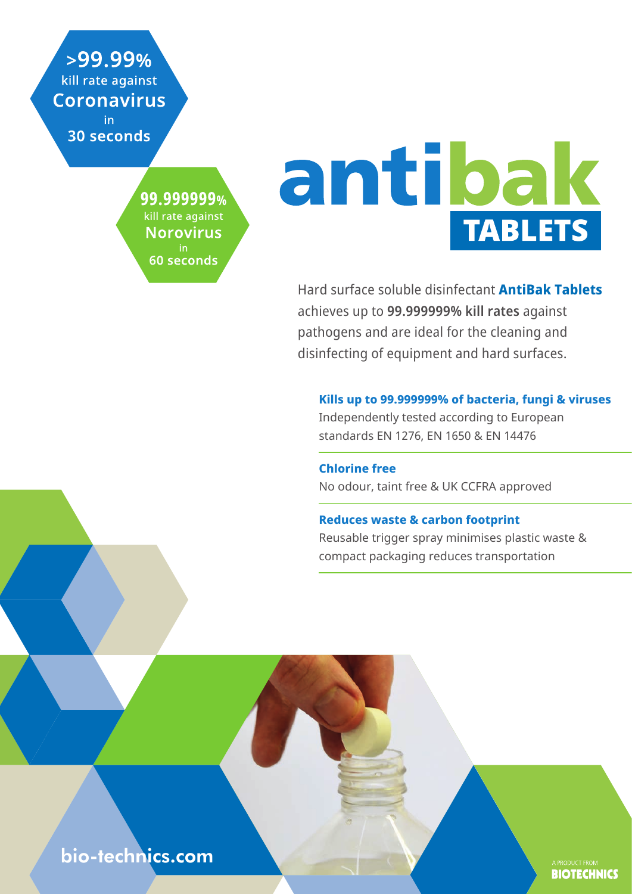**>99.99%** kill rate against **Coronavirus** in **30 seconds**

**99.999999%** kill rate against **Norovirus** in **60 seconds**

# antibak TABLETS

Hard surface soluble disinfectant **AntiBak Tablets** achieves up to **99.999999% kill rates** against pathogens and are ideal for the cleaning and disinfecting of equipment and hard surfaces.

**Kills up to 99.999999% of bacteria, fungi & viruses**
Independently tested according to European standards EN 1276, EN 1650 & EN 14476

**Chlorine free**
No odour, taint free & UK CCFRA approved

**Reduces waste & carbon footprint**
Reusable trigger spray minimises plastic waste & compact packaging reduces transportation

bio-technics.com

A PRODUCT FROM **BIOTECHNICS**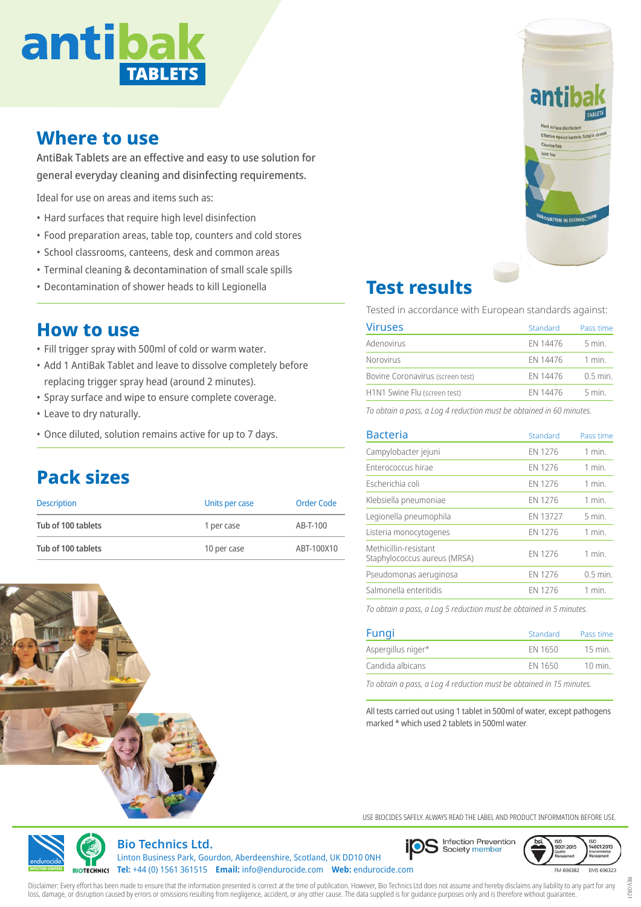# antibak TABLETS

## Where to use

AntiBak Tablets are an effective and easy to use solution for general everyday cleaning and disinfecting requirements.

Ideal for use on areas and items such as:

- Hard surfaces that require high level disinfection
- Food preparation areas, table top, counters and cold stores
- School classrooms, canteens, desk and common areas
- Terminal cleaning & decontamination of small scale spills
- Decontamination of shower heads to kill Legionella

## How to use

- Fill trigger spray with 500ml of cold or warm water.
- Add 1 AntiBak Tablet and leave to dissolve completely before replacing trigger spray head (around 2 minutes).
- Spray surface and wipe to ensure complete coverage.
- Leave to dry naturally.
- Once diluted, solution remains active for up to 7 days.

## Pack sizes

| Description | Units per case | Order Code |
|---|---|---|
| **Tub of 100 tablets** | 1 per case | AB-T-100 |
| **Tub of 100 tablets** | 10 per case | ABT-100X10 |

## Test results

Tested in accordance with European standards against:

| Viruses | Standard | Pass time |
|---|---|---|
| Adenovirus | EN 14476 | 5 min. |
| Norovirus | EN 14476 | 1 min. |
| Bovine Coronavirus (screen test) | EN 14476 | 0.5 min. |
| H1N1 Swine Flu (screen test) | EN 14476 | 5 min. |

*To obtain a pass, a Log 4 reduction must be obtained in 60 minutes.*

| Bacteria | Standard | Pass time |
|---|---|---|
| Campylobacter jejuni | EN 1276 | 1 min. |
| Enterococcus hirae | EN 1276 | 1 min. |
| Escherichia coli | EN 1276 | 1 min. |
| Klebsiella pneumoniae | EN 1276 | 1 min. |
| Legionella pneumophila | EN 13727 | 5 min. |
| Listeria monocytogenes | EN 1276 | 1 min. |
| Methicillin-resistant Staphylococcus aureus (MRSA) | EN 1276 | 1 min. |
| Pseudomonas aeruginosa | EN 1276 | 0.5 min. |
| Salmonella enteritidis | EN 1276 | 1 min. |

*To obtain a pass, a Log 5 reduction must be obtained in 5 minutes.*

| Fungi | Standard | Pass time |
|---|---|---|
| Aspergillus niger* | EN 1650 | 15 min. |
| Candida albicans | EN 1650 | 10 min. |

*To obtain a pass, a Log 4 reduction must be obtained in 15 minutes.*

All tests carried out using 1 tablet in 500ml of water, except pathogens marked * which used 2 tablets in 500ml water.

USE BIOCIDES SAFELY. ALWAYS READ THE LABEL AND PRODUCT INFORMATION BEFORE USE.

**Bio Technics Ltd.**
Linton Business Park, Gourdon, Aberdeenshire, Scotland, UK DD10 0NH
**Tel:** +44 (0) 1561 361515 **Email:** info@endurocide.com **Web:** endurocide.com

Infection Prevention Society member

ISO 9001:2015 Quality Management FM 696382 — ISO 14001:2015 Environmental Management EMS 696323

Disclaimer: Every effort has been made to ensure that the information presented is correct at the time of publication. However, Bio Technics Ltd does not assume and hereby disclaims any liability to any part for any loss, damage, or disruption caused by errors or omissions resulting from negligence, accident, or any other cause. The data supplied is for guidance purposes only and is therefore without guarantee.

REV.0821